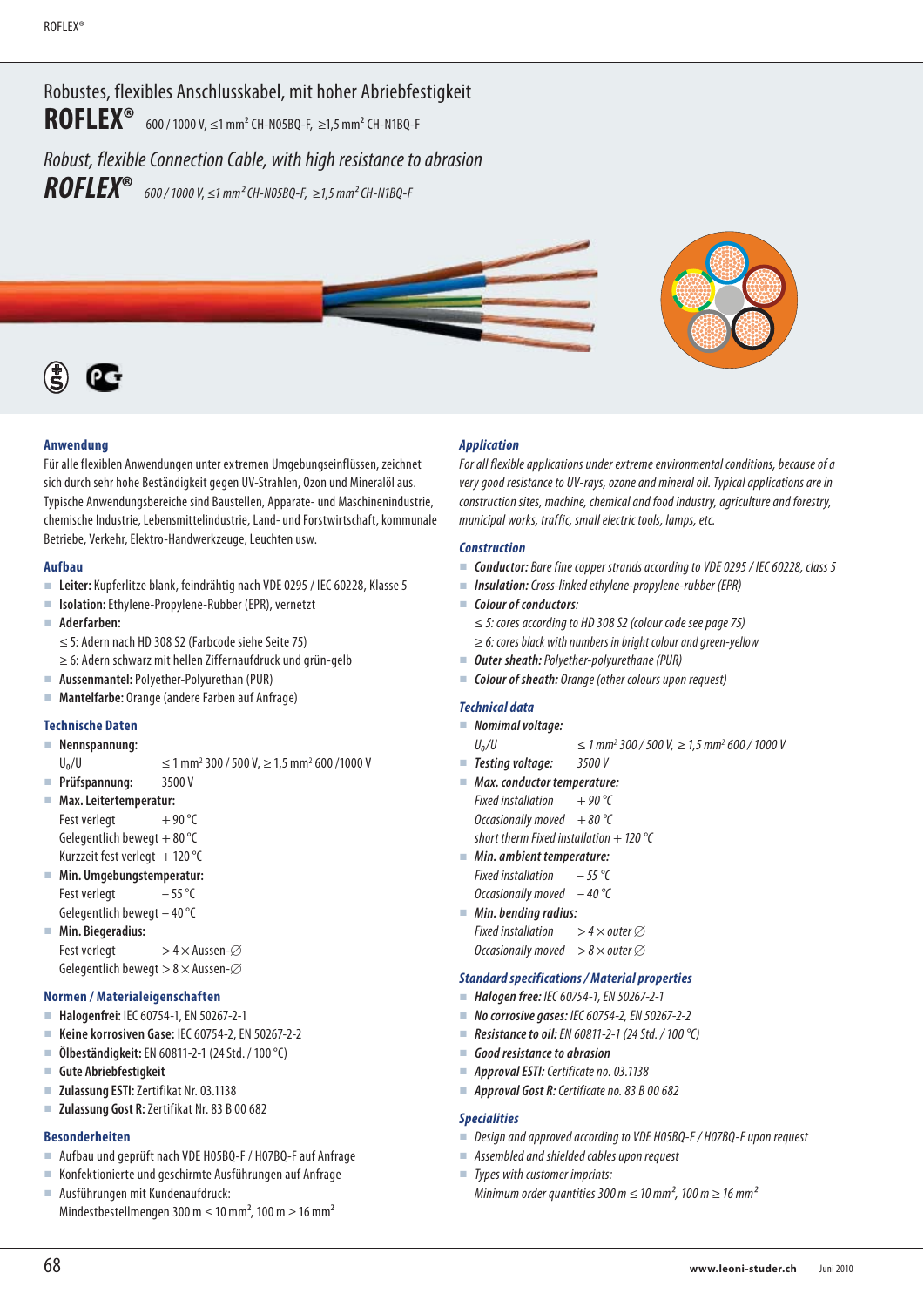# Robustes, flexibles Anschlusskabel, mit hoher Abriebfestigkeit

## ROFLEX® 600 / 1000 V, ≤1 mm² CH-N05BQ-F, ≥1,5 mm² CH-N1BQ-F

# *Robust, flexible Connection Cable, with high resistance to abrasion*

## *ROFLEX® 600 / 1000 V, ≤1 mm² CH-N05BQ-F, ≥1,5 mm² CH-N1BQ-F*

### Anwendung

Für alle flexiblen Anwendungen unter extremen Umgebungseinflüssen, zeichnet sich durch sehr hohe Beständigkeit gegen UV-Strahlen, Ozon und Mineralöl aus. Typische Anwendungsbereiche sind Baustellen, Apparate- und Maschinenindustrie, chemische Industrie, Lebensmittelindustrie, Land- und Forstwirtschaft, kommunale Betriebe, Verkehr, Elektro-Handwerkzeuge, Leuchten usw.

### Aufbau

- **Leiter:** Kupferlitze blank, feindrähtig nach VDE 0295 / IEC 60228, Klasse 5
- **Isolation:** Ethylene-Propylene-Rubber (EPR), vernetzt
- **Aderfarben:**
  ≤ 5: Adern nach HD 308 S2 (Farbcode siehe Seite 75)
  ≥ 6: Adern schwarz mit hellen Ziffernaufdruck und grün-gelb
- **Aussenmantel:** Polyether-Polyurethan (PUR)
- **Mantelfarbe:** Orange (andere Farben auf Anfrage)

### Technische Daten

- **Nennspannung:**
  $U_0/U$ ≤ 1 mm² 300 / 500 V, ≥ 1,5 mm² 600 /1000 V
- **Prüfspannung:** 3500 V
- **Max. Leitertemperatur:**
  Fest verlegt + 90 °C
  Gelegentlich bewegt + 80 °C
  Kurzzeit fest verlegt + 120 °C
- **Min. Umgebungstemperatur:**
  Fest verlegt – 55 °C
  Gelegentlich bewegt – 40 °C
- **Min. Biegeradius:**
  Fest verlegt > 4 × Aussen-∅
  Gelegentlich bewegt > 8 × Aussen-∅

### Normen / Materialeigenschaften

- **Halogenfrei:** IEC 60754-1, EN 50267-2-1
- **Keine korrosiven Gase:** IEC 60754-2, EN 50267-2-2
- **Ölbeständigkeit:** EN 60811-2-1 (24 Std. / 100 °C)
- **Gute Abriebfestigkeit**
- **Zulassung ESTI:** Zertifikat Nr. 03.1138
- **Zulassung Gost R:** Zertifikat Nr. 83 B 00 682

### Besonderheiten

- Aufbau und geprüft nach VDE H05BQ-F / H07BQ-F auf Anfrage
- Konfektionierte und geschirmte Ausführungen auf Anfrage
- Ausführungen mit Kundenaufdruck:
  Mindestbestellmengen 300 m ≤ 10 mm², 100 m ≥ 16 mm²

### *Application*

*For all flexible applications under extreme environmental conditions, because of a very good resistance to UV-rays, ozone and mineral oil. Typical applications are in construction sites, machine, chemical and food industry, agriculture and forestry, municipal works, traffic, small electric tools, lamps, etc.*

### *Construction*

- ***Conductor:*** *Bare fine copper strands according to VDE 0295 / IEC 60228, class 5*
- ***Insulation:*** *Cross-linked ethylene-propylene-rubber (EPR)*
- ***Colour of conductors:***
  *≤ 5: cores according to HD 308 S2 (colour code see page 75)*
  *≥ 6: cores black with numbers in bright colour and green-yellow*
- ***Outer sheath:*** *Polyether-polyurethane (PUR)*
- ***Colour of sheath:*** *Orange (other colours upon request)*

### *Technical data*

- ***Nominal voltage:***
  *$U_0/U$ ≤ 1 mm² 300 / 500 V, ≥ 1,5 mm² 600 / 1000 V*
- ***Testing voltage:*** *3500 V*
- ***Max. conductor temperature:***
  *Fixed installation + 90 °C*
  *Occasionally moved + 80 °C*
  *short therm Fixed installation + 120 °C*
- ***Min. ambient temperature:***
  *Fixed installation – 55 °C*
  *Occasionally moved – 40 °C*
- ***Min. bending radius:***
  *Fixed installation > 4 × outer ∅*
  *Occasionally moved > 8 × outer ∅*

### *Standard specifications / Material properties*

- ***Halogen free:*** *IEC 60754-1, EN 50267-2-1*
- ***No corrosive gases:*** *IEC 60754-2, EN 50267-2-2*
- ***Resistance to oil:*** *EN 60811-2-1 (24 Std. / 100 °C)*
- ***Good resistance to abrasion***
- ***Approval ESTI:*** *Certificate no. 03.1138*
- ***Approval Gost R:*** *Certificate no. 83 B 00 682*

### *Specialities*

- *Design and approved according to VDE H05BQ-F / H07BQ-F upon request*
- *Assembled and shielded cables upon request*
- *Types with customer imprints:*
  *Minimum order quantities 300 m ≤ 10 mm², 100 m ≥ 16 mm²*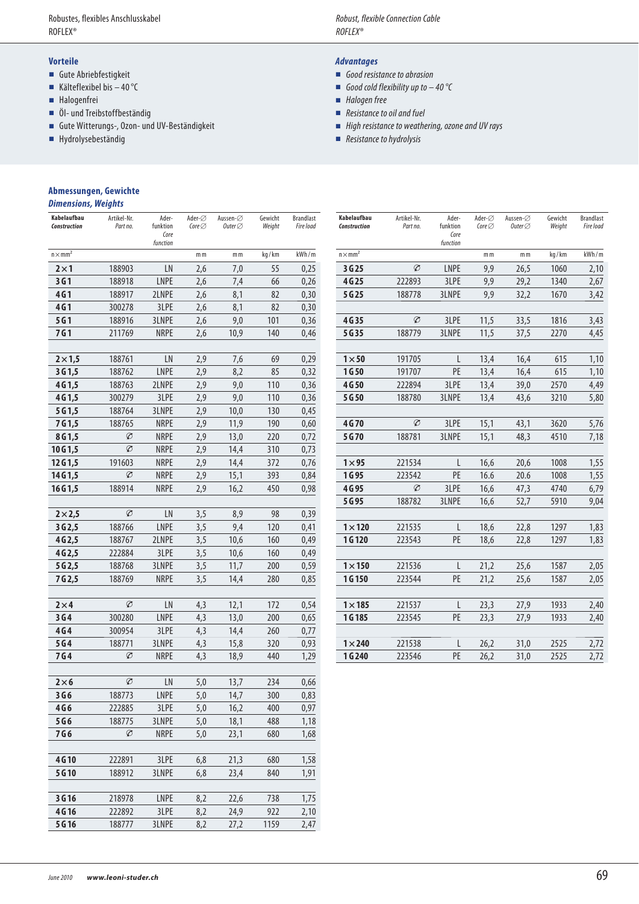Robustes, flexibles Anschlusskabel
ROFLEX®

*Robust, flexible Connection Cable*
*ROFLEX®*

### Vorteile

- Gute Abriebfestigkeit
- Kälteflexibel bis – 40 °C
- Halogenfrei
- Öl- und Treibstoffbeständig
- Gute Witterungs-, Ozon- und UV-Beständigkeit
- Hydrolysebeständig

### *Advantages*

- *Good resistance to abrasion*
- *Good cold flexibility up to – 40 °C*
- *Halogen free*
- *Resistance to oil and fuel*
- *High resistance to weathering, ozone and UV rays*
- *Resistance to hydrolysis*

### Abmessungen, Gewichte
### *Dimensions, Weights*

| Kabelaufbau *Construction* | Artikel-Nr. *Part no.* | Ader-funktion *Core function* | Ader-∅ *Core ∅* | Aussen-∅ *Outer ∅* | Gewicht *Weight* | Brandlast *Fire load* |
|---|---|---|---|---|---|---|
| n × mm² | | | mm | mm | kg/km | kWh/m |
| **2×1** | 188903 | LN | 2,6 | 7,0 | 55 | 0,25 |
| **3G1** | 188918 | LNPE | 2,6 | 7,4 | 66 | 0,26 |
| **4G1** | 188917 | 2LNPE | 2,6 | 8,1 | 82 | 0,30 |
| **4G1** | 300278 | 3LPE | 2,6 | 8,1 | 82 | 0,30 |
| **5G1** | 188916 | 3LNPE | 2,6 | 9,0 | 101 | 0,36 |
| **7G1** | 211769 | NRPE | 2,6 | 10,9 | 140 | 0,46 |
| **2×1,5** | 188761 | LN | 2,9 | 7,6 | 69 | 0,29 |
| **3G1,5** | 188762 | LNPE | 2,9 | 8,2 | 85 | 0,32 |
| **4G1,5** | 188763 | 2LNPE | 2,9 | 9,0 | 110 | 0,36 |
| **4G1,5** | 300279 | 3LPE | 2,9 | 9,0 | 110 | 0,36 |
| **5G1,5** | 188764 | 3LNPE | 2,9 | 10,0 | 130 | 0,45 |
| **7G1,5** | 188765 | NRPE | 2,9 | 11,9 | 190 | 0,60 |
| **8G1,5** | ∅ | NRPE | 2,9 | 13,0 | 220 | 0,72 |
| **10G1,5** | ∅ | NRPE | 2,9 | 14,4 | 310 | 0,73 |
| **12G1,5** | 191603 | NRPE | 2,9 | 14,4 | 372 | 0,76 |
| **14G1,5** | ∅ | NRPE | 2,9 | 15,1 | 393 | 0,84 |
| **16G1,5** | 188914 | NRPE | 2,9 | 16,2 | 450 | 0,98 |
| **2×2,5** | ∅ | LN | 3,5 | 8,9 | 98 | 0,39 |
| **3G2,5** | 188766 | LNPE | 3,5 | 9,4 | 120 | 0,41 |
| **4G2,5** | 188767 | 2LNPE | 3,5 | 10,6 | 160 | 0,49 |
| **4G2,5** | 222884 | 3LPE | 3,5 | 10,6 | 160 | 0,49 |
| **5G2,5** | 188768 | 3LNPE | 3,5 | 11,7 | 200 | 0,59 |
| **7G2,5** | 188769 | NRPE | 3,5 | 14,4 | 280 | 0,85 |
| **2×4** | ∅ | LN | 4,3 | 12,1 | 172 | 0,54 |
| **3G4** | 300280 | LNPE | 4,3 | 13,0 | 200 | 0,65 |
| **4G4** | 300954 | 3LPE | 4,3 | 14,4 | 260 | 0,77 |
| **5G4** | 188771 | 3LNPE | 4,3 | 15,8 | 320 | 0,93 |
| **7G4** | ∅ | NRPE | 4,3 | 18,9 | 440 | 1,29 |
| **2×6** | ∅ | LN | 5,0 | 13,7 | 234 | 0,66 |
| **3G6** | 188773 | LNPE | 5,0 | 14,7 | 300 | 0,83 |
| **4G6** | 222885 | 3LPE | 5,0 | 16,2 | 400 | 0,97 |
| **5G6** | 188775 | 3LNPE | 5,0 | 18,1 | 488 | 1,18 |
| **7G6** | ∅ | NRPE | 5,0 | 23,1 | 680 | 1,68 |
| **4G10** | 222891 | 3LPE | 6,8 | 21,3 | 680 | 1,58 |
| **5G10** | 188912 | 3LNPE | 6,8 | 23,4 | 840 | 1,91 |
| **3G16** | 218978 | LNPE | 8,2 | 22,6 | 738 | 1,75 |
| **4G16** | 222892 | 3LPE | 8,2 | 24,9 | 922 | 2,10 |
| **5G16** | 188777 | 3LNPE | 8,2 | 27,2 | 1159 | 2,47 |
| **3G25** | ∅ | LNPE | 9,9 | 26,5 | 1060 | 2,10 |
| **4G25** | 222893 | 3LPE | 9,9 | 29,2 | 1340 | 2,67 |
| **5G25** | 188778 | 3LNPE | 9,9 | 32,2 | 1670 | 3,42 |
| **4G35** | ∅ | 3LPE | 11,5 | 33,5 | 1816 | 3,43 |
| **5G35** | 188779 | 3LNPE | 11,5 | 37,5 | 2270 | 4,45 |
| **1×50** | 191705 | L | 13,4 | 16,4 | 615 | 1,10 |
| **1G50** | 191707 | PE | 13,4 | 16,4 | 615 | 1,10 |
| **4G50** | 222894 | 3LPE | 13,4 | 39,0 | 2570 | 4,49 |
| **5G50** | 188780 | 3LNPE | 13,4 | 43,6 | 3210 | 5,80 |
| **4G70** | ∅ | 3LPE | 15,1 | 43,1 | 3620 | 5,76 |
| **5G70** | 188781 | 3LNPE | 15,1 | 48,3 | 4510 | 7,18 |
| **1×95** | 221534 | L | 16,6 | 20,6 | 1008 | 1,55 |
| **1G95** | 223542 | PE | 16.6 | 20.6 | 1008 | 1,55 |
| **4G95** | ∅ | 3LPE | 16,6 | 47,3 | 4740 | 6,79 |
| **5G95** | 188782 | 3LNPE | 16,6 | 52,7 | 5910 | 9,04 |
| **1×120** | 221535 | L | 18,6 | 22,8 | 1297 | 1,83 |
| **1G120** | 223543 | PE | 18,6 | 22,8 | 1297 | 1,83 |
| **1×150** | 221536 | L | 21,2 | 25,6 | 1587 | 2,05 |
| **1G150** | 223544 | PE | 21,2 | 25,6 | 1587 | 2,05 |
| **1×185** | 221537 | L | 23,3 | 27,9 | 1933 | 2,40 |
| **1G185** | 223545 | PE | 23,3 | 27,9 | 1933 | 2,40 |
| **1×240** | 221538 | L | 26,2 | 31,0 | 2525 | 2,72 |
| **1G240** | 223546 | PE | 26,2 | 31,0 | 2525 | 2,72 |

*June 2010* **www.leoni-studer.ch**